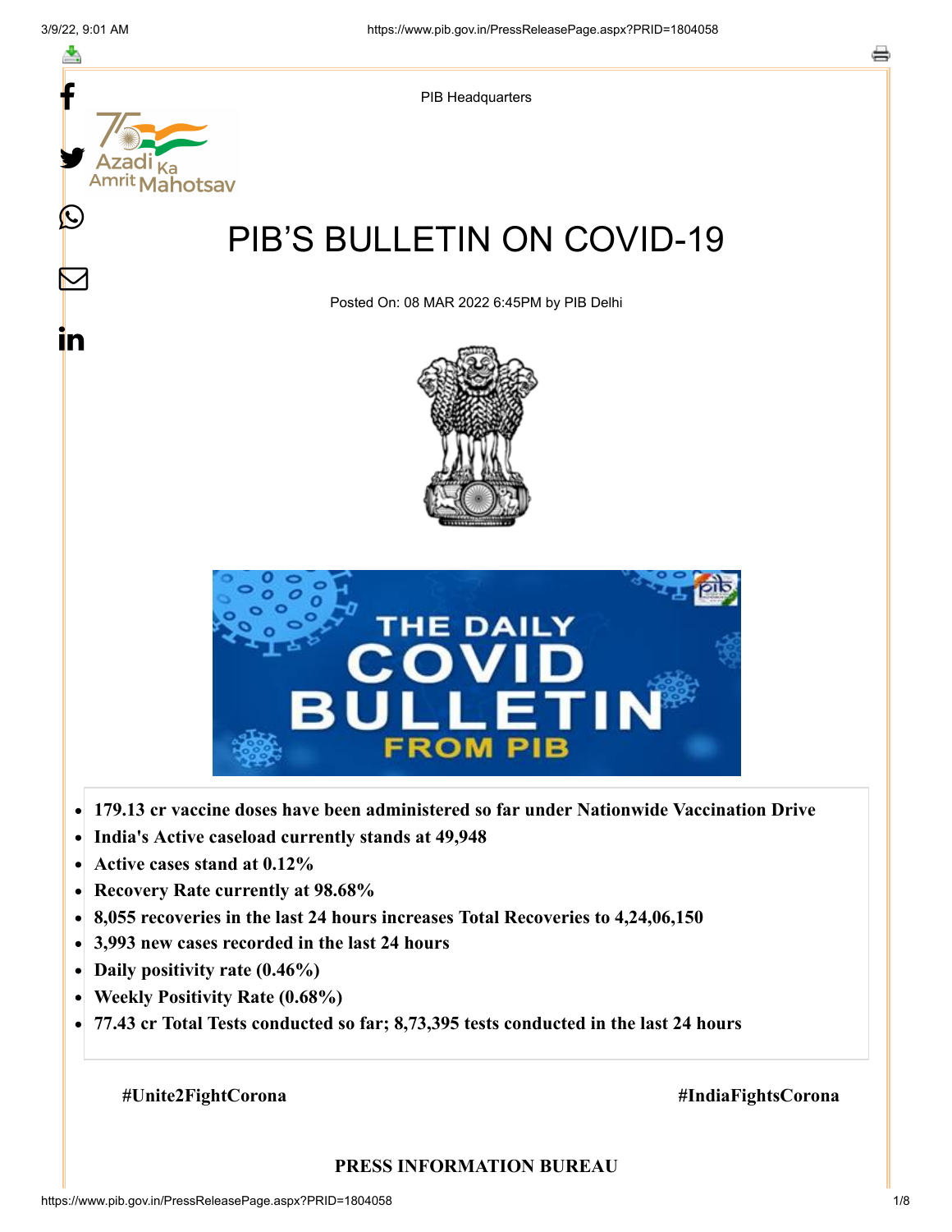PIB Headquarters

# PIB'S BULLETIN ON COVID-19

Posted On: 08 MAR 2022 6:45PM by PIB Delhi

- **179.13 cr vaccine doses have been administered so far under Nationwide Vaccination Drive**
- **India's Active caseload currently stands at 49,948**
- **Active cases stand at 0.12%**
- **Recovery Rate currently at 98.68%**
- **8,055 recoveries in the last 24 hours increases Total Recoveries to 4,24,06,150**
- **3,993 new cases recorded in the last 24 hours**
- **Daily positivity rate (0.46%)**
- **Weekly Positivity Rate (0.68%)**
- **77.43 cr Total Tests conducted so far; 8,73,395 tests conducted in the last 24 hours**

**#Unite2FightCorona** **#IndiaFightsCorona**

**PRESS INFORMATION BUREAU**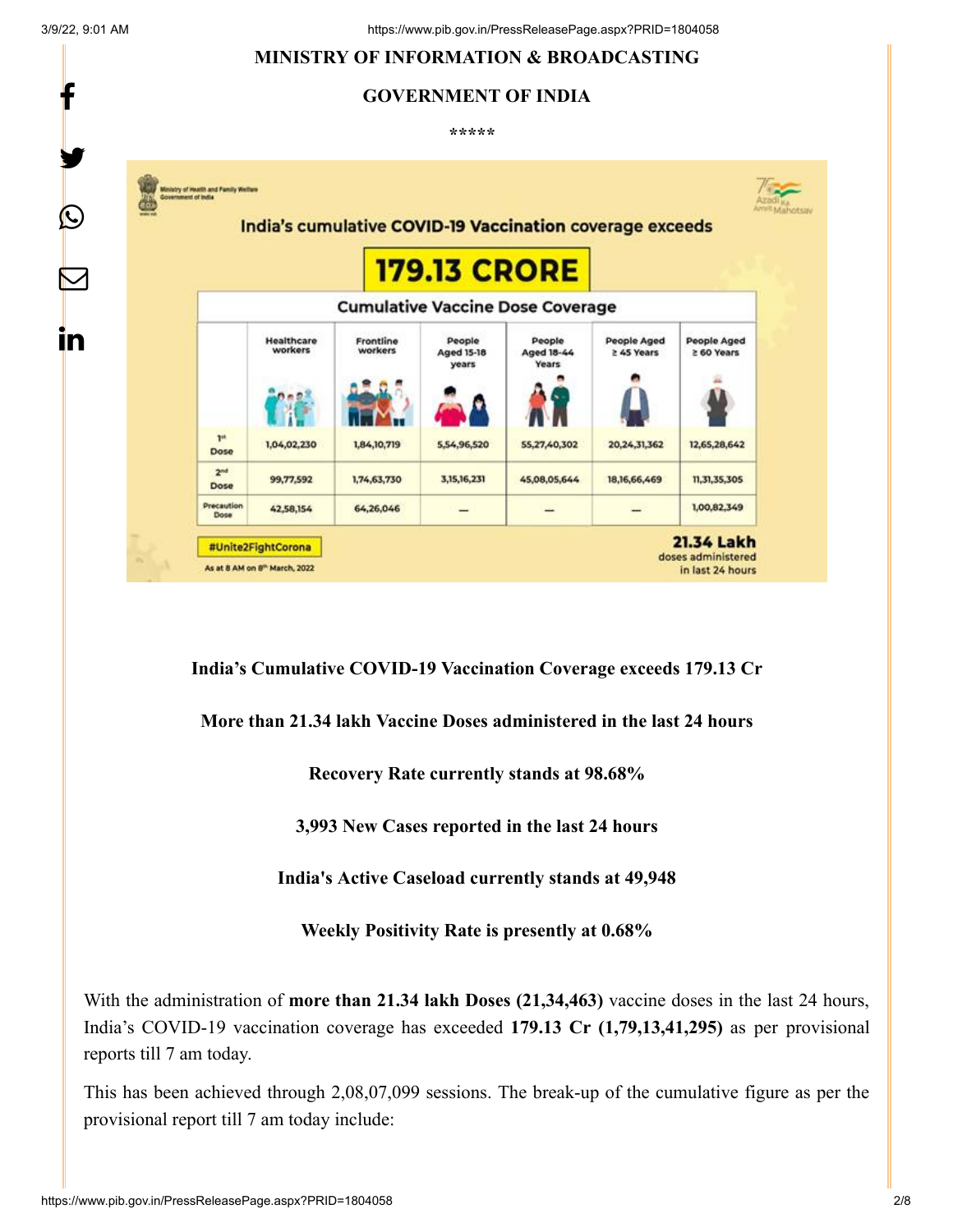**MINISTRY OF INFORMATION & BROADCASTING**

**GOVERNMENT OF INDIA**

\*\*\*\*\*

India's cumulative COVID-19 Vaccination coverage exceeds

**179.13 CRORE**

Cumulative Vaccine Dose Coverage

| | Healthcare workers | Frontline workers | People Aged 15-18 years | People Aged 18-44 Years | People Aged ≥ 45 Years | People Aged ≥ 60 Years |
|---|---|---|---|---|---|---|
| 1st Dose | 1,04,02,230 | 1,84,10,719 | 5,54,96,520 | 55,27,40,302 | 20,24,31,362 | 12,65,28,642 |
| 2nd Dose | 99,77,592 | 1,74,63,730 | 3,15,16,231 | 45,08,05,644 | 18,16,66,469 | 11,31,35,305 |
| Precaution Dose | 42,58,154 | 64,26,046 | – | – | – | 1,00,82,349 |

#Unite2FightCorona

As at 8 AM on 8th March, 2022

**21.34 Lakh** doses administered in last 24 hours

**India's Cumulative COVID-19 Vaccination Coverage exceeds 179.13 Cr**

**More than 21.34 lakh Vaccine Doses administered in the last 24 hours**

**Recovery Rate currently stands at 98.68%**

**3,993 New Cases reported in the last 24 hours**

**India's Active Caseload currently stands at 49,948**

**Weekly Positivity Rate is presently at 0.68%**

With the administration of **more than 21.34 lakh Doses (21,34,463)** vaccine doses in the last 24 hours, India's COVID-19 vaccination coverage has exceeded **179.13 Cr (1,79,13,41,295)** as per provisional reports till 7 am today.

This has been achieved through 2,08,07,099 sessions. The break-up of the cumulative figure as per the provisional report till 7 am today include: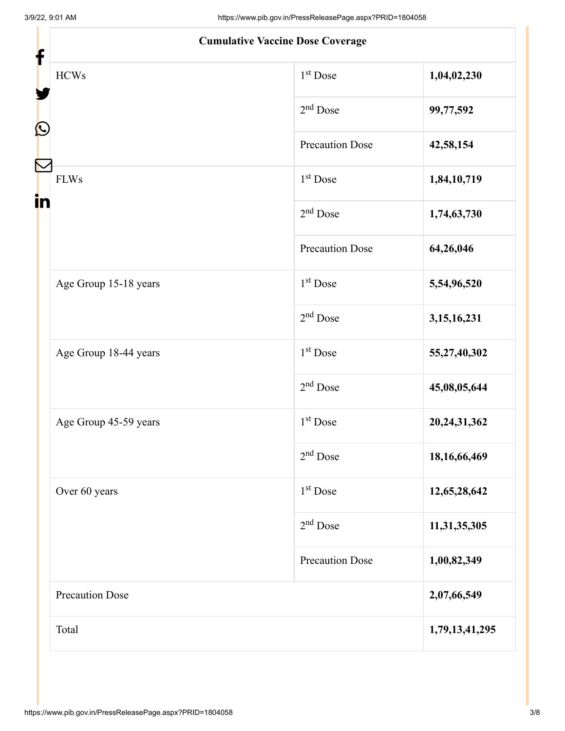| Cumulative Vaccine Dose Coverage | | |
|---|---|---|
| HCWs | 1st Dose | **1,04,02,230** |
| | 2nd Dose | **99,77,592** |
| | Precaution Dose | **42,58,154** |
| FLWs | 1st Dose | **1,84,10,719** |
| | 2nd Dose | **1,74,63,730** |
| | Precaution Dose | **64,26,046** |
| Age Group 15-18 years | 1st Dose | **5,54,96,520** |
| | 2nd Dose | **3,15,16,231** |
| Age Group 18-44 years | 1st Dose | **55,27,40,302** |
| | 2nd Dose | **45,08,05,644** |
| Age Group 45-59 years | 1st Dose | **20,24,31,362** |
| | 2nd Dose | **18,16,66,469** |
| Over 60 years | 1st Dose | **12,65,28,642** |
| | 2nd Dose | **11,31,35,305** |
| | Precaution Dose | **1,00,82,349** |
| Precaution Dose | | **2,07,66,549** |
| Total | | **1,79,13,41,295** |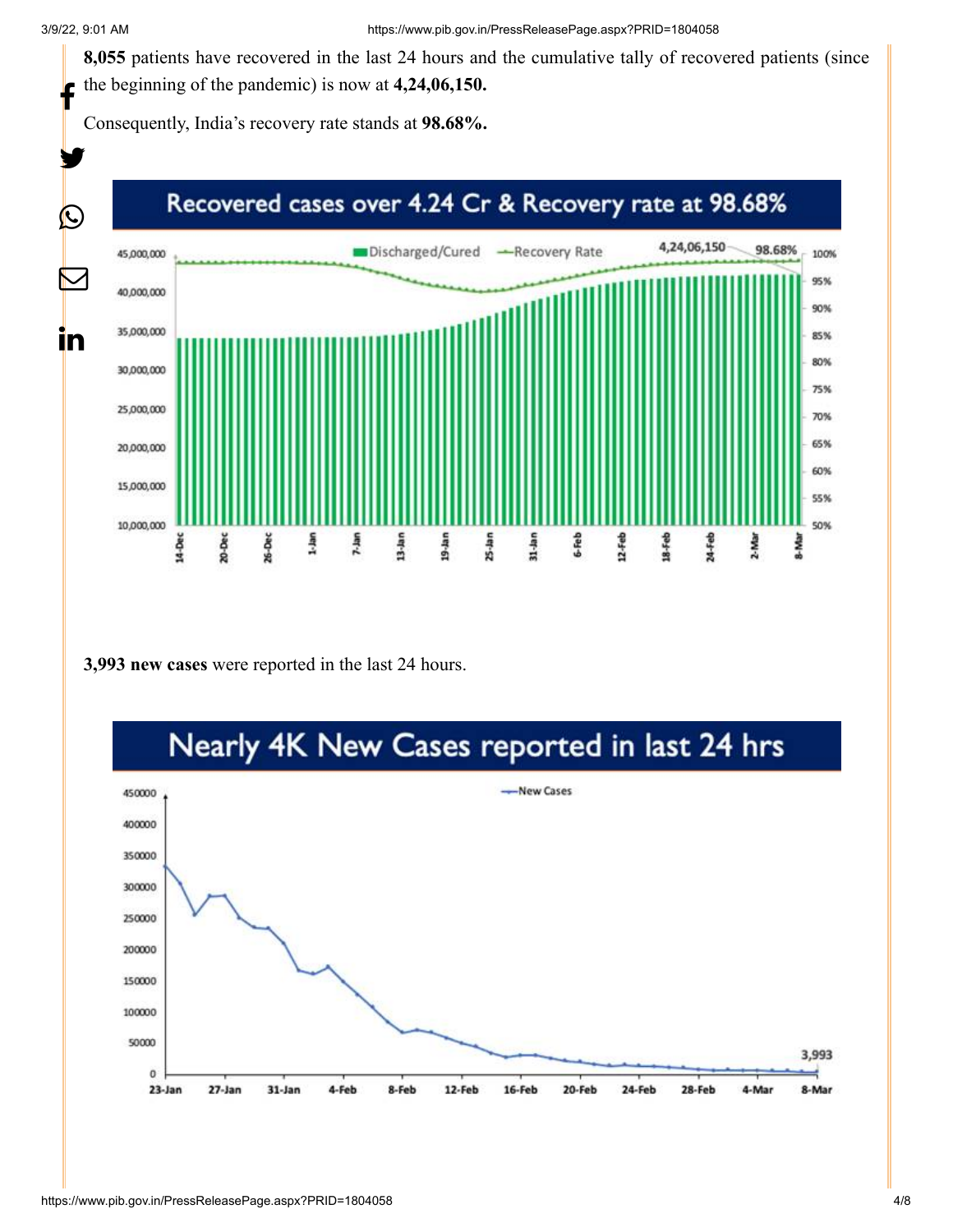**8,055** patients have recovered in the last 24 hours and the cumulative tally of recovered patients (since the beginning of the pandemic) is now at **4,24,06,150.**

Consequently, India's recovery rate stands at **98.68%.**

**3,993 new cases** were reported in the last 24 hours.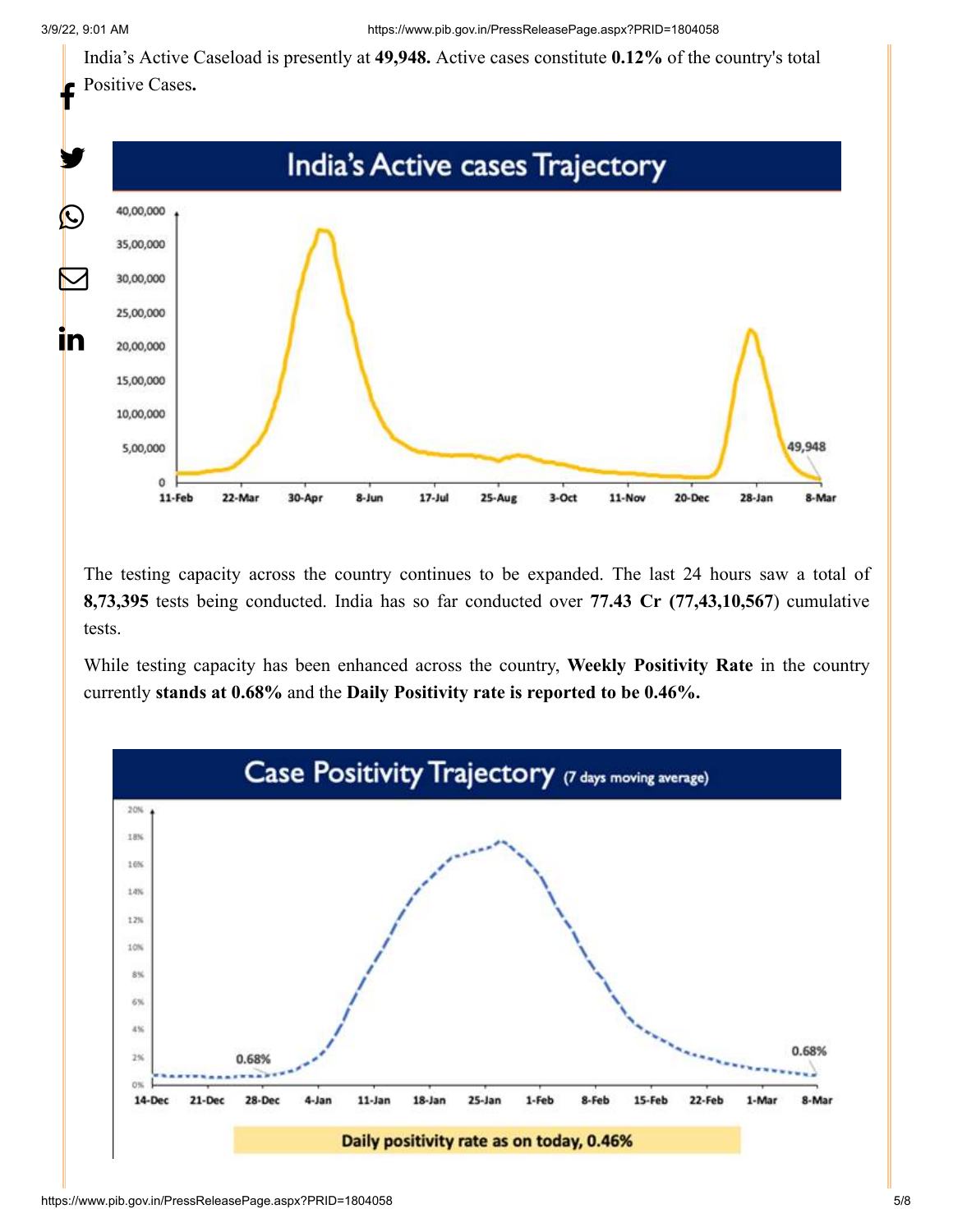India's Active Caseload is presently at **49,948.** Active cases constitute **0.12%** of the country's total Positive Cases**.**

The testing capacity across the country continues to be expanded. The last 24 hours saw a total of **8,73,395** tests being conducted. India has so far conducted over **77.43 Cr (77,43,10,567**) cumulative tests.

While testing capacity has been enhanced across the country, **Weekly Positivity Rate** in the country currently **stands at 0.68%** and the **Daily Positivity rate is reported to be 0.46%.**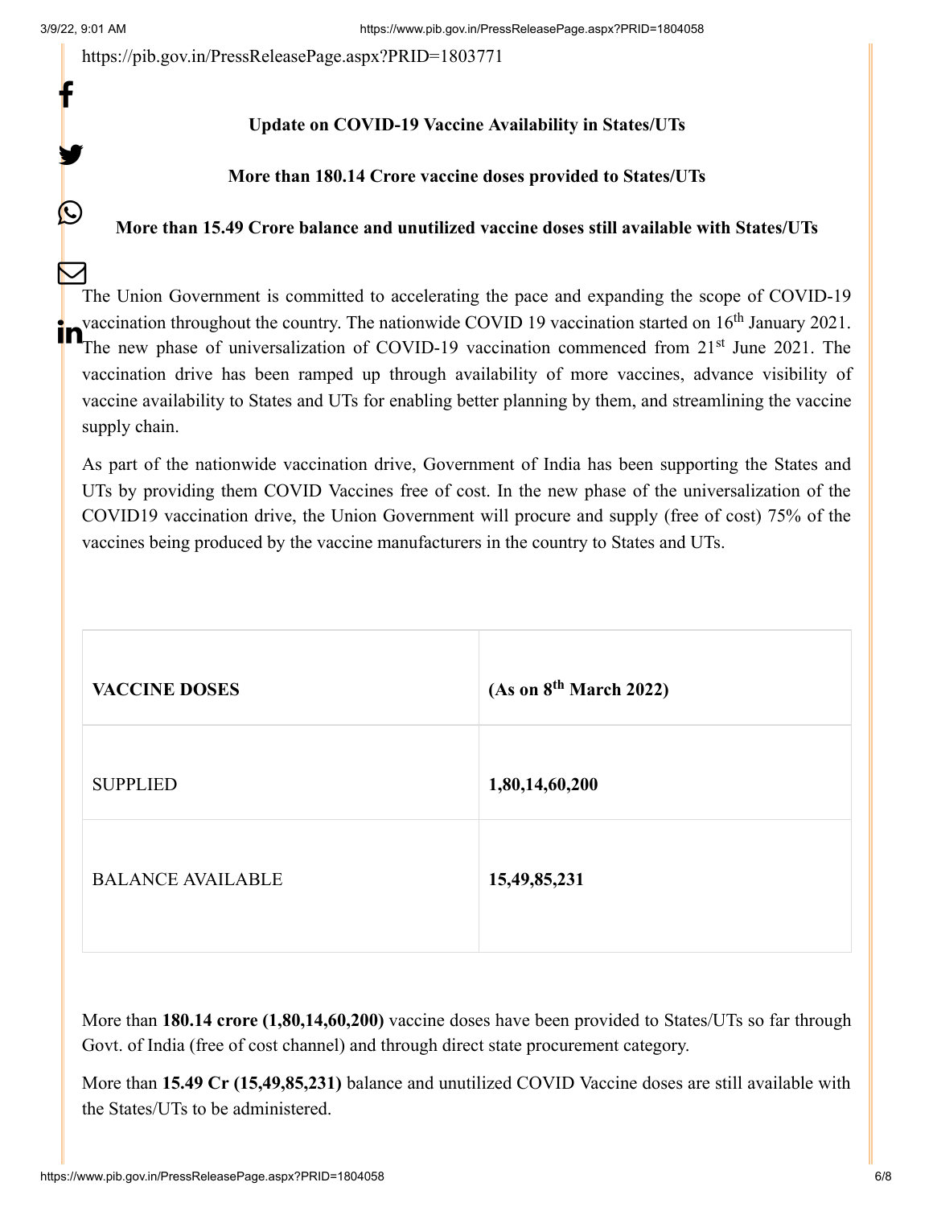https://pib.gov.in/PressReleasePage.aspx?PRID=1803771

**Update on COVID-19 Vaccine Availability in States/UTs**

**More than 180.14 Crore vaccine doses provided to States/UTs**

**More than 15.49 Crore balance and unutilized vaccine doses still available with States/UTs**

The Union Government is committed to accelerating the pace and expanding the scope of COVID-19 vaccination throughout the country. The nationwide COVID 19 vaccination started on 16th January 2021. The new phase of universalization of COVID-19 vaccination commenced from 21st June 2021. The vaccination drive has been ramped up through availability of more vaccines, advance visibility of vaccine availability to States and UTs for enabling better planning by them, and streamlining the vaccine supply chain.

As part of the nationwide vaccination drive, Government of India has been supporting the States and UTs by providing them COVID Vaccines free of cost. In the new phase of the universalization of the COVID19 vaccination drive, the Union Government will procure and supply (free of cost) 75% of the vaccines being produced by the vaccine manufacturers in the country to States and UTs.

| VACCINE DOSES | (As on 8th March 2022) |
|---|---|
| SUPPLIED | **1,80,14,60,200** |
| BALANCE AVAILABLE | **15,49,85,231** |

More than **180.14 crore (1,80,14,60,200)** vaccine doses have been provided to States/UTs so far through Govt. of India (free of cost channel) and through direct state procurement category.

More than **15.49 Cr (15,49,85,231)** balance and unutilized COVID Vaccine doses are still available with the States/UTs to be administered.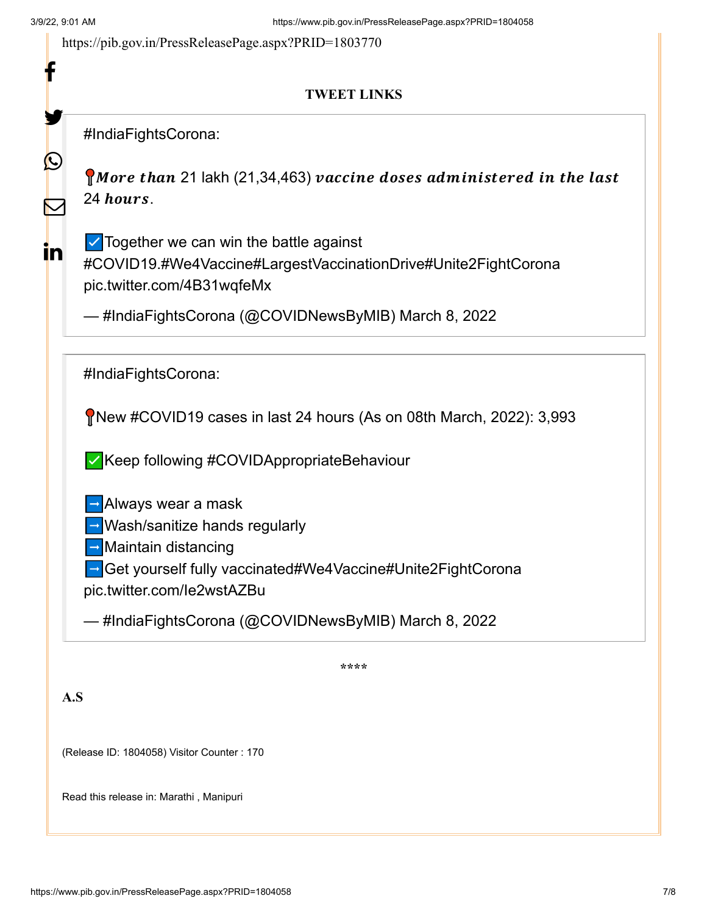https://pib.gov.in/PressReleasePage.aspx?PRID=1803770

**TWEET LINKS**

> #IndiaFightsCorona:
>
> 📍***More than*** 21 lakh (21,34,463) ***vaccine doses administered in the last*** 24 ***hours***.
>
> ☑️Together we can win the battle against #COVID19.#We4Vaccine#LargestVaccinationDrive#Unite2FightCorona pic.twitter.com/4B31wqfeMx
>
> — #IndiaFightsCorona (@COVIDNewsByMIB) March 8, 2022

> #IndiaFightsCorona:
>
> 📍New #COVID19 cases in last 24 hours (As on 08th March, 2022): 3,993
>
> ✅Keep following #COVIDAppropriateBehaviour
>
> ➡️Always wear a mask
> ➡️Wash/sanitize hands regularly
> ➡️Maintain distancing
> ➡️Get yourself fully vaccinated#We4Vaccine#Unite2FightCorona pic.twitter.com/Ie2wstAZBu
>
> — #IndiaFightsCorona (@COVIDNewsByMIB) March 8, 2022

****

**A.S**

(Release ID: 1804058) Visitor Counter : 170

Read this release in: Marathi , Manipuri